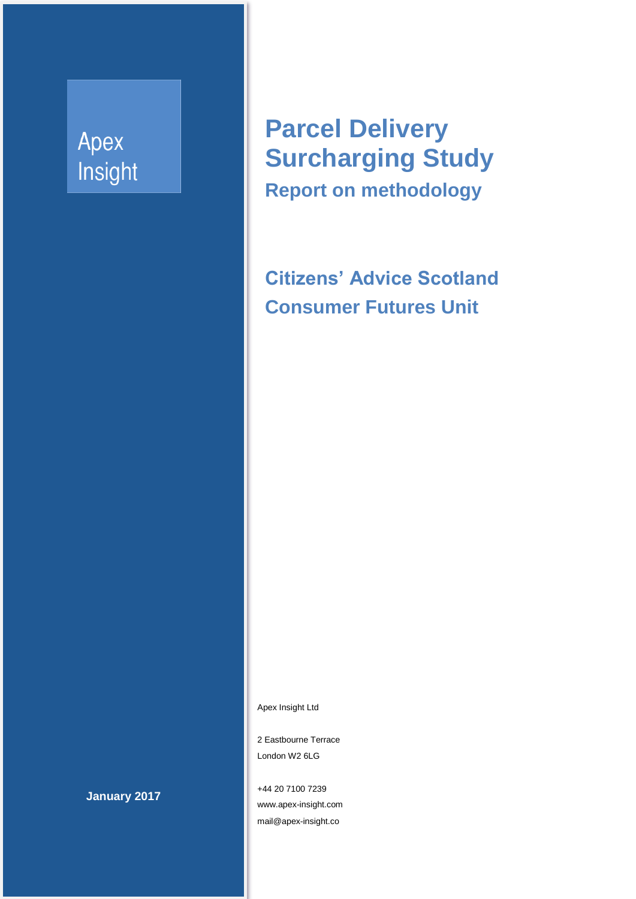Apex
Insight

# Parcel Delivery Surcharging Study

## Report on methodology

## Citizens' Advice Scotland

## Consumer Futures Unit

**January 2017**

Apex Insight Ltd

2 Eastbourne Terrace
London W2 6LG

+44 20 7100 7239
www.apex-insight.com
mail@apex-insight.co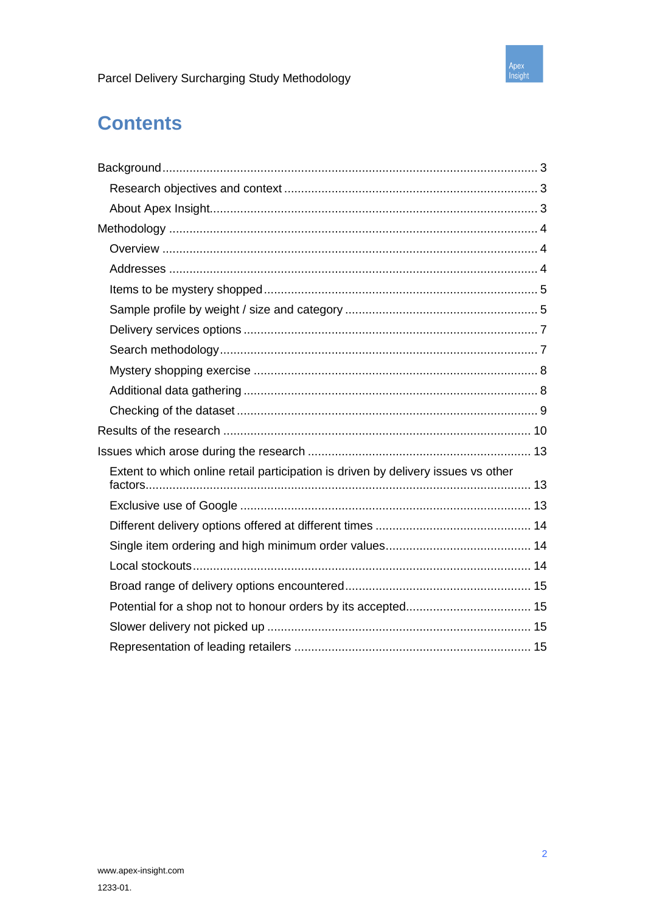# Contents

- Background ..... 3
  - Research objectives and context ..... 3
  - About Apex Insight ..... 3
- Methodology ..... 4
  - Overview ..... 4
  - Addresses ..... 4
  - Items to be mystery shopped ..... 5
  - Sample profile by weight / size and category ..... 5
  - Delivery services options ..... 7
  - Search methodology ..... 7
  - Mystery shopping exercise ..... 8
  - Additional data gathering ..... 8
  - Checking of the dataset ..... 9
- Results of the research ..... 10
- Issues which arose during the research ..... 13
  - Extent to which online retail participation is driven by delivery issues vs other factors ..... 13
  - Exclusive use of Google ..... 13
  - Different delivery options offered at different times ..... 14
  - Single item ordering and high minimum order values ..... 14
  - Local stockouts ..... 14
  - Broad range of delivery options encountered ..... 15
  - Potential for a shop not to honour orders by its accepted ..... 15
  - Slower delivery not picked up ..... 15
  - Representation of leading retailers ..... 15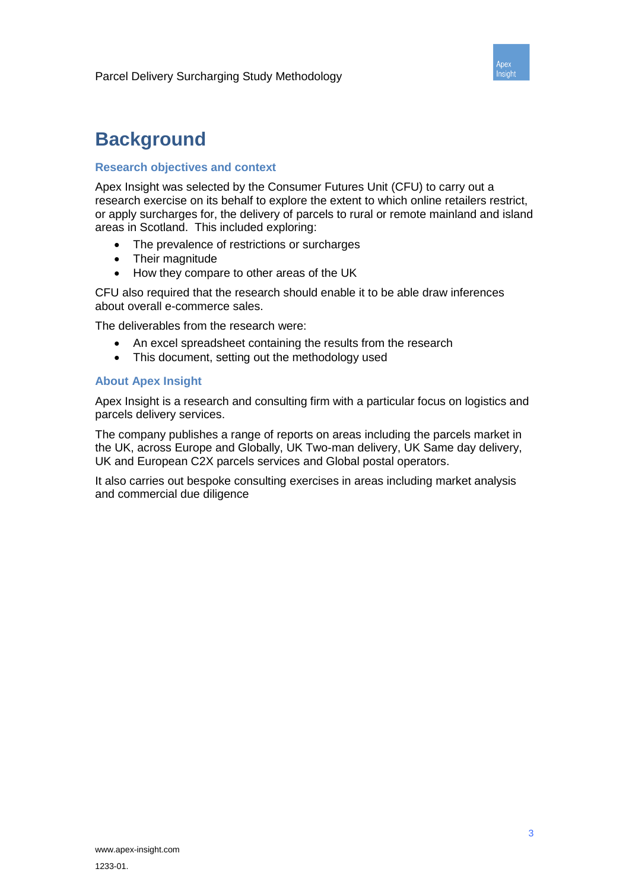# Background

### Research objectives and context

Apex Insight was selected by the Consumer Futures Unit (CFU) to carry out a research exercise on its behalf to explore the extent to which online retailers restrict, or apply surcharges for, the delivery of parcels to rural or remote mainland and island areas in Scotland. This included exploring:

- The prevalence of restrictions or surcharges
- Their magnitude
- How they compare to other areas of the UK

CFU also required that the research should enable it to be able draw inferences about overall e-commerce sales.

The deliverables from the research were:

- An excel spreadsheet containing the results from the research
- This document, setting out the methodology used

### About Apex Insight

Apex Insight is a research and consulting firm with a particular focus on logistics and parcels delivery services.

The company publishes a range of reports on areas including the parcels market in the UK, across Europe and Globally, UK Two-man delivery, UK Same day delivery, UK and European C2X parcels services and Global postal operators.

It also carries out bespoke consulting exercises in areas including market analysis and commercial due diligence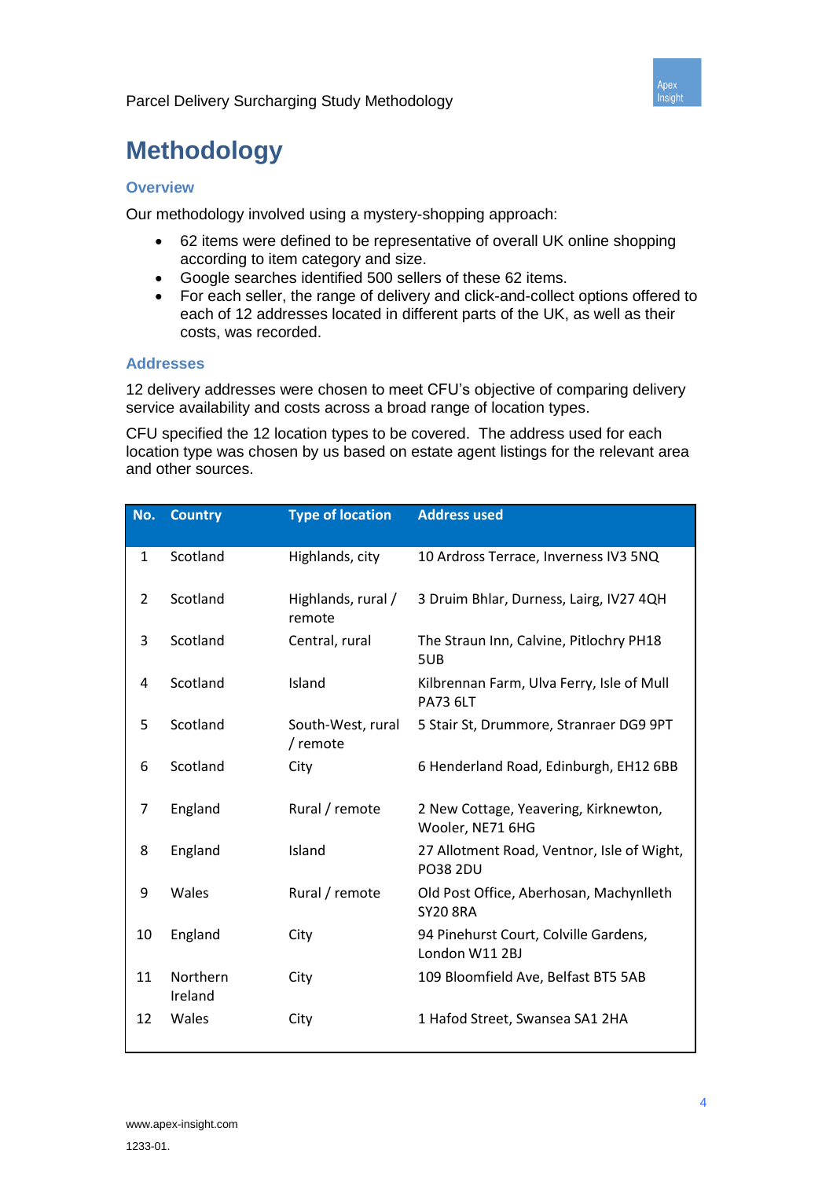# Methodology

### Overview

Our methodology involved using a mystery-shopping approach:

- 62 items were defined to be representative of overall UK online shopping according to item category and size.
- Google searches identified 500 sellers of these 62 items.
- For each seller, the range of delivery and click-and-collect options offered to each of 12 addresses located in different parts of the UK, as well as their costs, was recorded.

### Addresses

12 delivery addresses were chosen to meet CFU's objective of comparing delivery service availability and costs across a broad range of location types.

CFU specified the 12 location types to be covered. The address used for each location type was chosen by us based on estate agent listings for the relevant area and other sources.

| No. | Country | Type of location | Address used |
|---|---|---|---|
| 1 | Scotland | Highlands, city | 10 Ardross Terrace, Inverness IV3 5NQ |
| 2 | Scotland | Highlands, rural / remote | 3 Druim Bhlar, Durness, Lairg, IV27 4QH |
| 3 | Scotland | Central, rural | The Straun Inn, Calvine, Pitlochry PH18 5UB |
| 4 | Scotland | Island | Kilbrennan Farm, Ulva Ferry, Isle of Mull PA73 6LT |
| 5 | Scotland | South-West, rural / remote | 5 Stair St, Drummore, Stranraer DG9 9PT |
| 6 | Scotland | City | 6 Henderland Road, Edinburgh, EH12 6BB |
| 7 | England | Rural / remote | 2 New Cottage, Yeavering, Kirknewton, Wooler, NE71 6HG |
| 8 | England | Island | 27 Allotment Road, Ventnor, Isle of Wight, PO38 2DU |
| 9 | Wales | Rural / remote | Old Post Office, Aberhosan, Machynlleth SY20 8RA |
| 10 | England | City | 94 Pinehurst Court, Colville Gardens, London W11 2BJ |
| 11 | Northern Ireland | City | 109 Bloomfield Ave, Belfast BT5 5AB |
| 12 | Wales | City | 1 Hafod Street, Swansea SA1 2HA |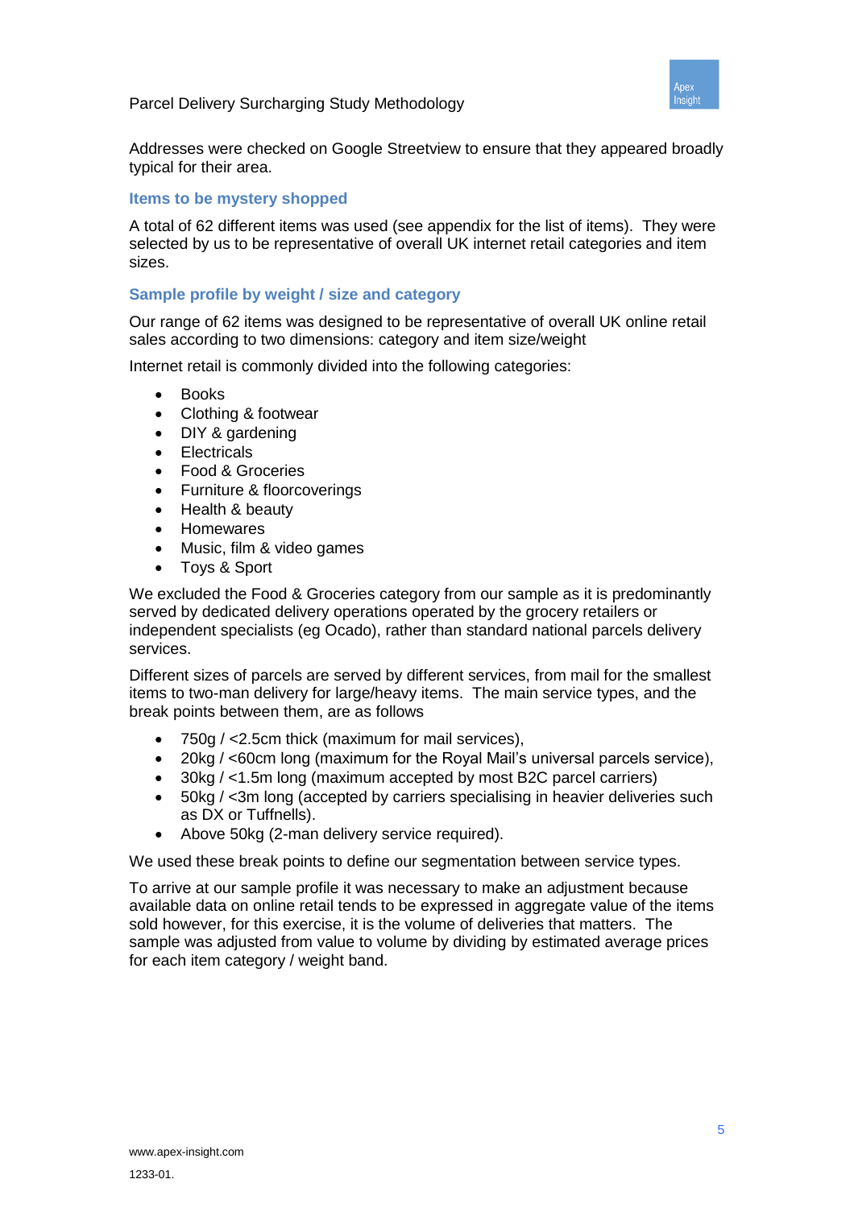Addresses were checked on Google Streetview to ensure that they appeared broadly typical for their area.

### Items to be mystery shopped

A total of 62 different items was used (see appendix for the list of items). They were selected by us to be representative of overall UK internet retail categories and item sizes.

### Sample profile by weight / size and category

Our range of 62 items was designed to be representative of overall UK online retail sales according to two dimensions: category and item size/weight

Internet retail is commonly divided into the following categories:

- Books
- Clothing & footwear
- DIY & gardening
- Electricals
- Food & Groceries
- Furniture & floorcoverings
- Health & beauty
- Homewares
- Music, film & video games
- Toys & Sport

We excluded the Food & Groceries category from our sample as it is predominantly served by dedicated delivery operations operated by the grocery retailers or independent specialists (eg Ocado), rather than standard national parcels delivery services.

Different sizes of parcels are served by different services, from mail for the smallest items to two-man delivery for large/heavy items. The main service types, and the break points between them, are as follows

- 750g / <2.5cm thick (maximum for mail services),
- 20kg / <60cm long (maximum for the Royal Mail's universal parcels service),
- 30kg / <1.5m long (maximum accepted by most B2C parcel carriers)
- 50kg / <3m long (accepted by carriers specialising in heavier deliveries such as DX or Tuffnells).
- Above 50kg (2-man delivery service required).

We used these break points to define our segmentation between service types.

To arrive at our sample profile it was necessary to make an adjustment because available data on online retail tends to be expressed in aggregate value of the items sold however, for this exercise, it is the volume of deliveries that matters. The sample was adjusted from value to volume by dividing by estimated average prices for each item category / weight band.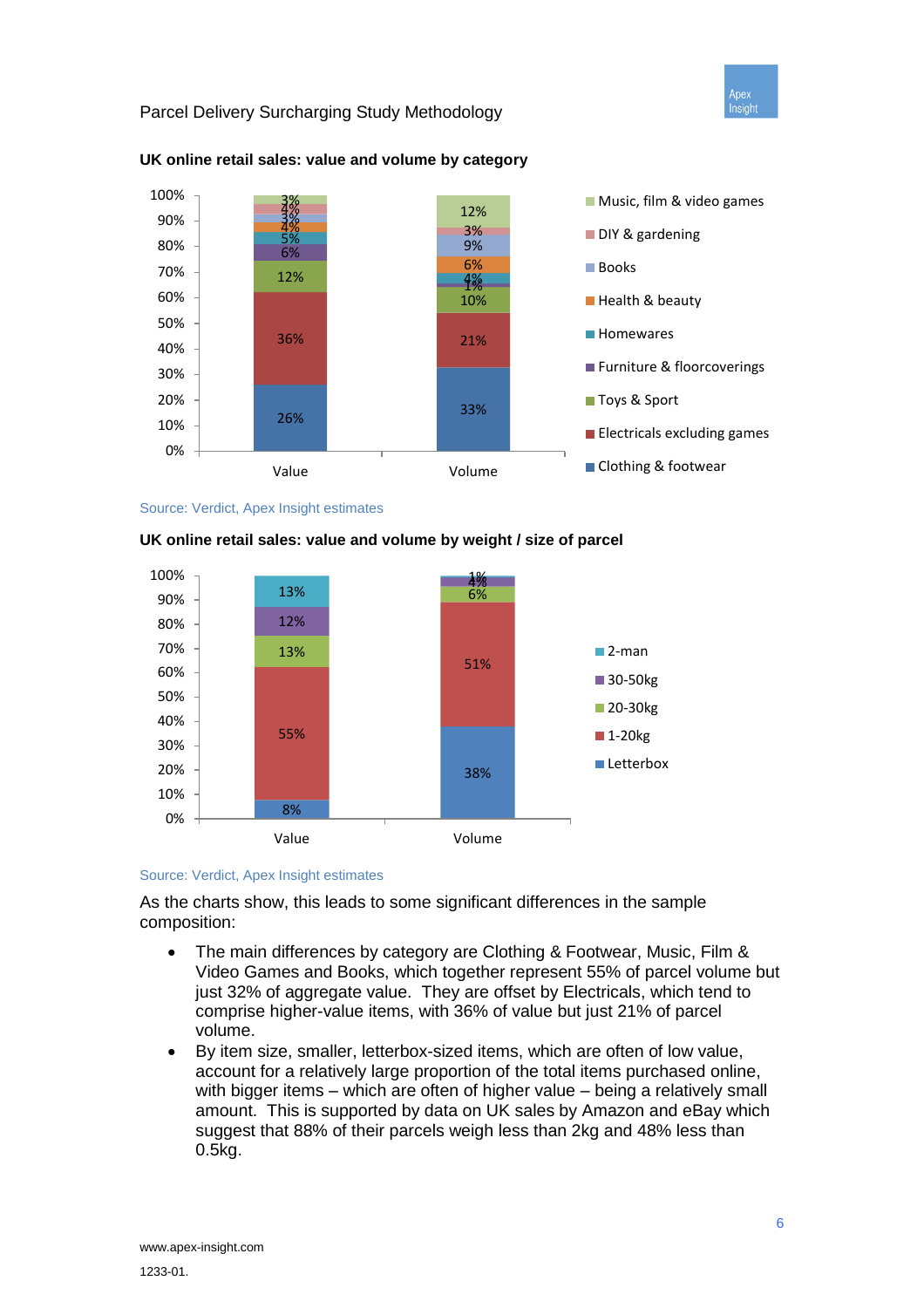### UK online retail sales: value and volume by category

| Category | Value | Volume |
| --- | --- | --- |
| Music, film & video games | 3% | 12% |
| DIY & gardening | 4% | 3% |
| Books | 3% | 9% |
| Health & beauty | 4% | 6% |
| Homewares | 5% | 4% |
| Furniture & floorcoverings | 6% | 1% |
| Toys & Sport | 12% | 10% |
| Electricals excluding games | 36% | 21% |
| Clothing & footwear | 26% | 33% |

Source: Verdict, Apex Insight estimates

### UK online retail sales: value and volume by weight / size of parcel

| Weight / size | Value | Volume |
| --- | --- | --- |
| 2-man | 13% | 1% |
| 30-50kg | 12% | 4% |
| 20-30kg | 13% | 6% |
| 1-20kg | 55% | 51% |
| Letterbox | 8% | 38% |

Source: Verdict, Apex Insight estimates

As the charts show, this leads to some significant differences in the sample composition:

- The main differences by category are Clothing & Footwear, Music, Film & Video Games and Books, which together represent 55% of parcel volume but just 32% of aggregate value. They are offset by Electricals, which tend to comprise higher-value items, with 36% of value but just 21% of parcel volume.
- By item size, smaller, letterbox-sized items, which are often of low value, account for a relatively large proportion of the total items purchased online, with bigger items – which are often of higher value – being a relatively small amount. This is supported by data on UK sales by Amazon and eBay which suggest that 88% of their parcels weigh less than 2kg and 48% less than 0.5kg.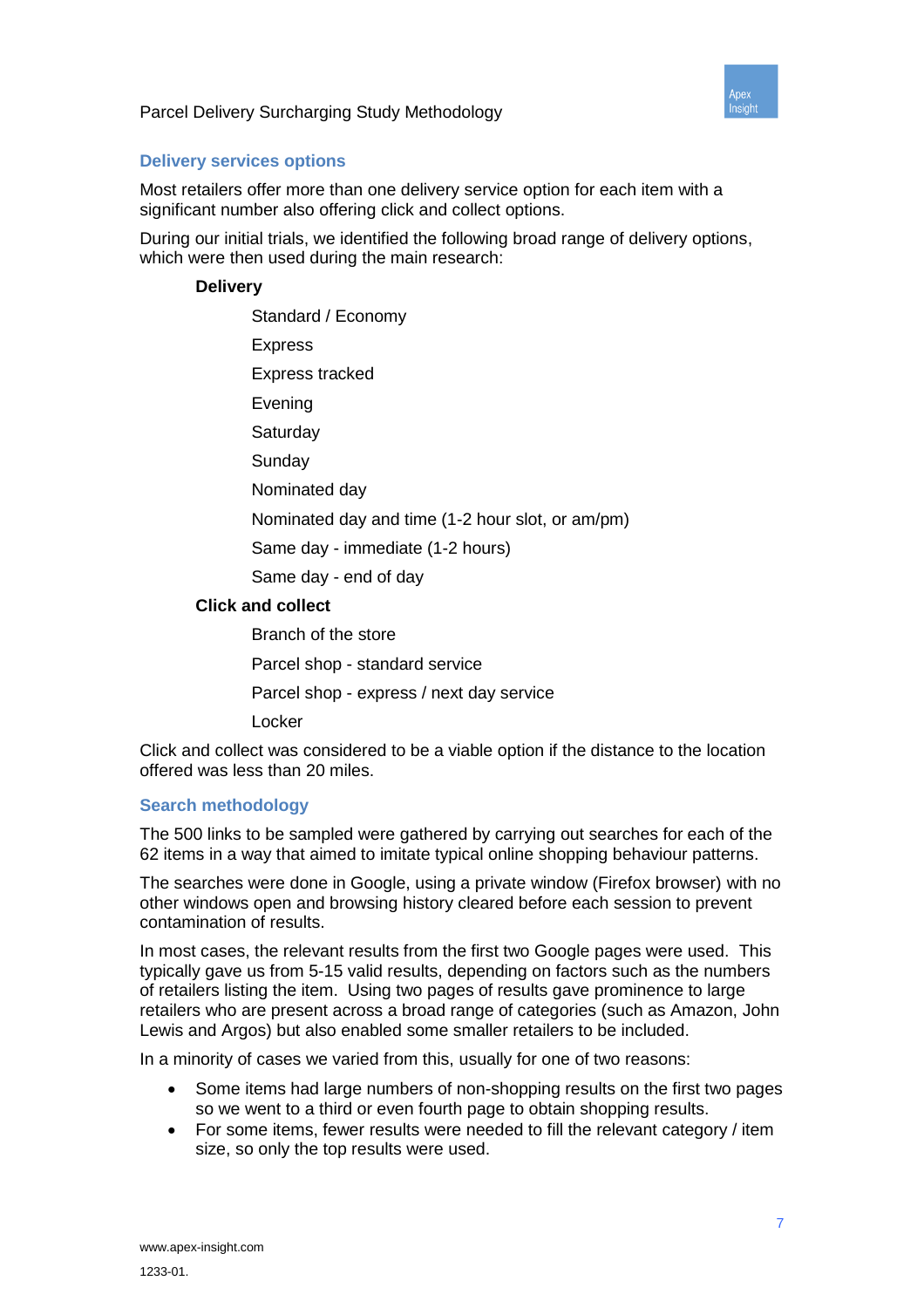## Delivery services options

Most retailers offer more than one delivery service option for each item with a significant number also offering click and collect options.

During our initial trials, we identified the following broad range of delivery options, which were then used during the main research:

**Delivery**

- Standard / Economy
- Express
- Express tracked
- Evening
- Saturday
- Sunday
- Nominated day
- Nominated day and time (1-2 hour slot, or am/pm)
- Same day - immediate (1-2 hours)
- Same day - end of day

**Click and collect**

- Branch of the store
- Parcel shop - standard service
- Parcel shop - express / next day service
- Locker

Click and collect was considered to be a viable option if the distance to the location offered was less than 20 miles.

## Search methodology

The 500 links to be sampled were gathered by carrying out searches for each of the 62 items in a way that aimed to imitate typical online shopping behaviour patterns.

The searches were done in Google, using a private window (Firefox browser) with no other windows open and browsing history cleared before each session to prevent contamination of results.

In most cases, the relevant results from the first two Google pages were used. This typically gave us from 5-15 valid results, depending on factors such as the numbers of retailers listing the item. Using two pages of results gave prominence to large retailers who are present across a broad range of categories (such as Amazon, John Lewis and Argos) but also enabled some smaller retailers to be included.

In a minority of cases we varied from this, usually for one of two reasons:

- Some items had large numbers of non-shopping results on the first two pages so we went to a third or even fourth page to obtain shopping results.
- For some items, fewer results were needed to fill the relevant category / item size, so only the top results were used.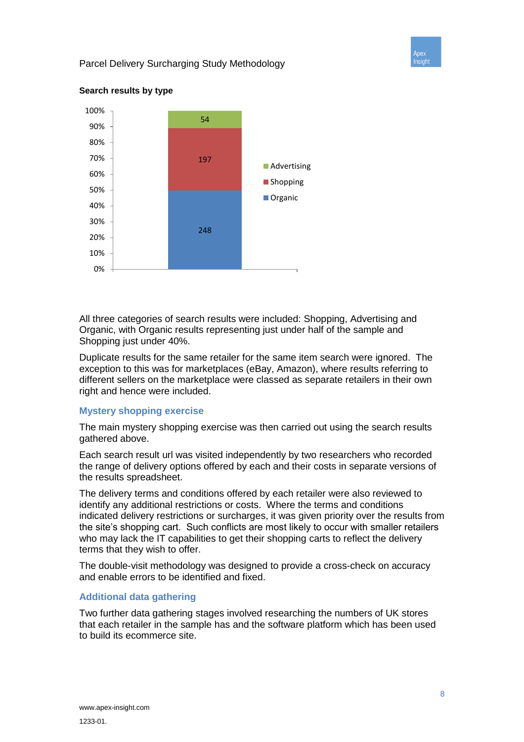**Search results by type**

| Type | Count |
| --- | --- |
| Advertising | 54 |
| Shopping | 197 |
| Organic | 248 |

All three categories of search results were included: Shopping, Advertising and Organic, with Organic results representing just under half of the sample and Shopping just under 40%.

Duplicate results for the same retailer for the same item search were ignored. The exception to this was for marketplaces (eBay, Amazon), where results referring to different sellers on the marketplace were classed as separate retailers in their own right and hence were included.

### Mystery shopping exercise

The main mystery shopping exercise was then carried out using the search results gathered above.

Each search result url was visited independently by two researchers who recorded the range of delivery options offered by each and their costs in separate versions of the results spreadsheet.

The delivery terms and conditions offered by each retailer were also reviewed to identify any additional restrictions or costs. Where the terms and conditions indicated delivery restrictions or surcharges, it was given priority over the results from the site's shopping cart. Such conflicts are most likely to occur with smaller retailers who may lack the IT capabilities to get their shopping carts to reflect the delivery terms that they wish to offer.

The double-visit methodology was designed to provide a cross-check on accuracy and enable errors to be identified and fixed.

### Additional data gathering

Two further data gathering stages involved researching the numbers of UK stores that each retailer in the sample has and the software platform which has been used to build its ecommerce site.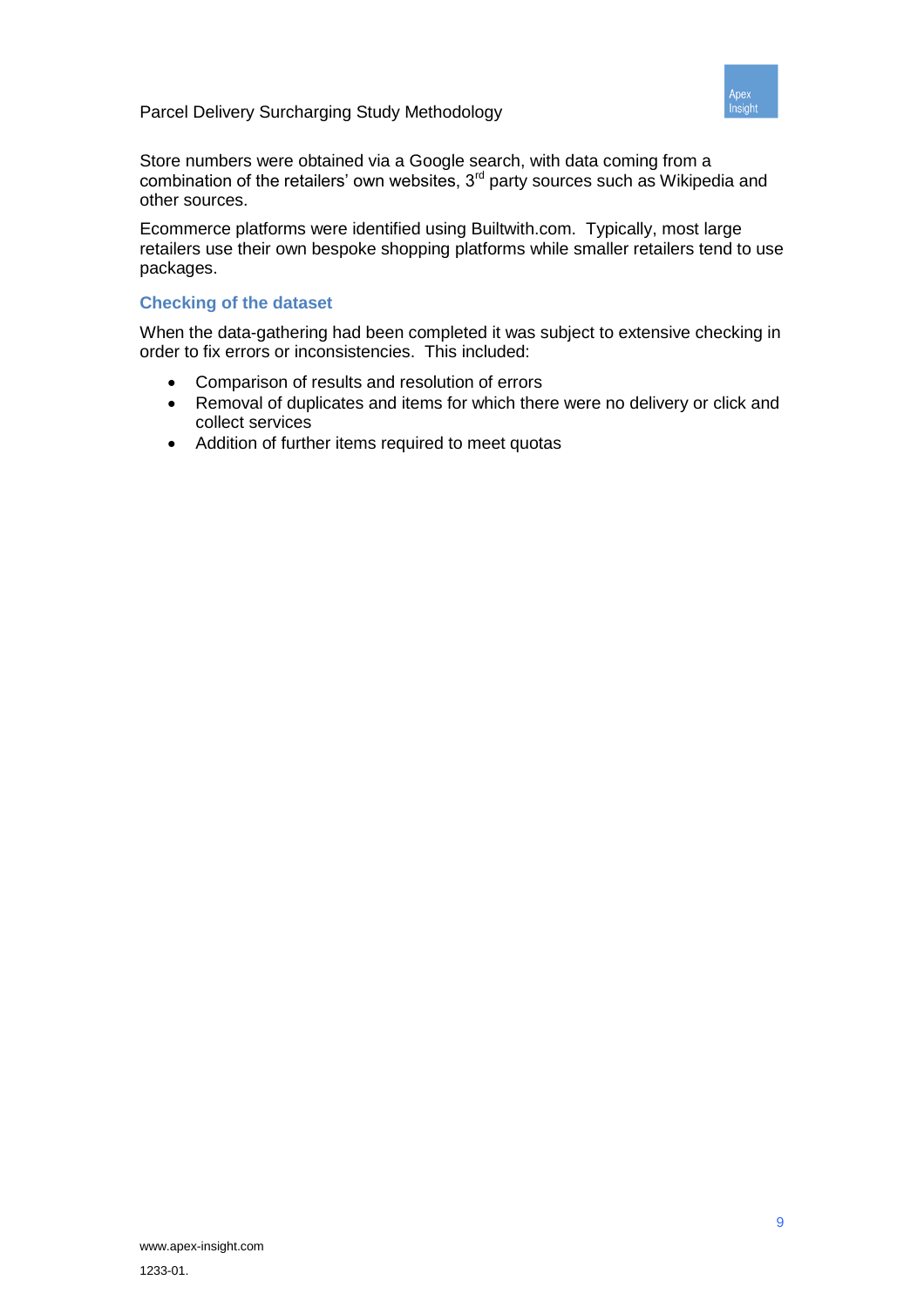Store numbers were obtained via a Google search, with data coming from a combination of the retailers' own websites, 3rd party sources such as Wikipedia and other sources.

Ecommerce platforms were identified using Builtwith.com. Typically, most large retailers use their own bespoke shopping platforms while smaller retailers tend to use packages.

### Checking of the dataset

When the data-gathering had been completed it was subject to extensive checking in order to fix errors or inconsistencies. This included:

- Comparison of results and resolution of errors
- Removal of duplicates and items for which there were no delivery or click and collect services
- Addition of further items required to meet quotas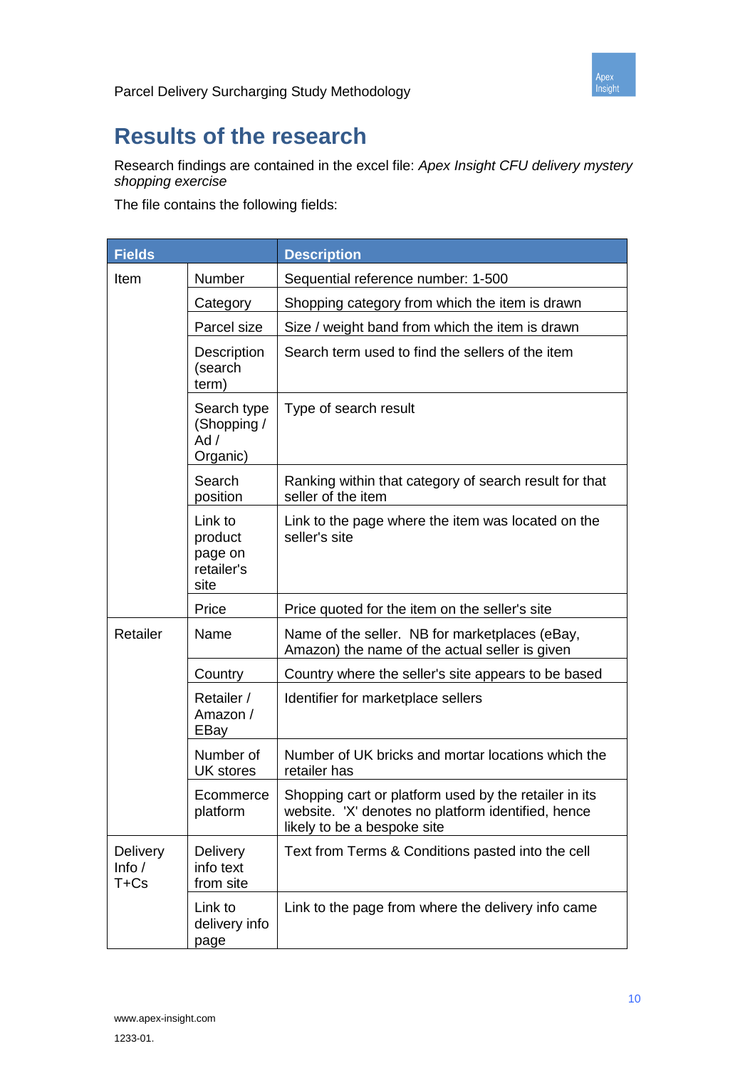# Results of the research

Research findings are contained in the excel file: *Apex Insight CFU delivery mystery shopping exercise*

The file contains the following fields:

| Fields | | Description |
|---|---|---|
| Item | Number | Sequential reference number: 1-500 |
| | Category | Shopping category from which the item is drawn |
| | Parcel size | Size / weight band from which the item is drawn |
| | Description (search term) | Search term used to find the sellers of the item |
| | Search type (Shopping / Ad / Organic) | Type of search result |
| | Search position | Ranking within that category of search result for that seller of the item |
| | Link to product page on retailer's site | Link to the page where the item was located on the seller's site |
| | Price | Price quoted for the item on the seller's site |
| Retailer | Name | Name of the seller. NB for marketplaces (eBay, Amazon) the name of the actual seller is given |
| | Country | Country where the seller's site appears to be based |
| | Retailer / Amazon / EBay | Identifier for marketplace sellers |
| | Number of UK stores | Number of UK bricks and mortar locations which the retailer has |
| | Ecommerce platform | Shopping cart or platform used by the retailer in its website. 'X' denotes no platform identified, hence likely to be a bespoke site |
| Delivery Info / T+Cs | Delivery info text from site | Text from Terms & Conditions pasted into the cell |
| | Link to delivery info page | Link to the page from where the delivery info came |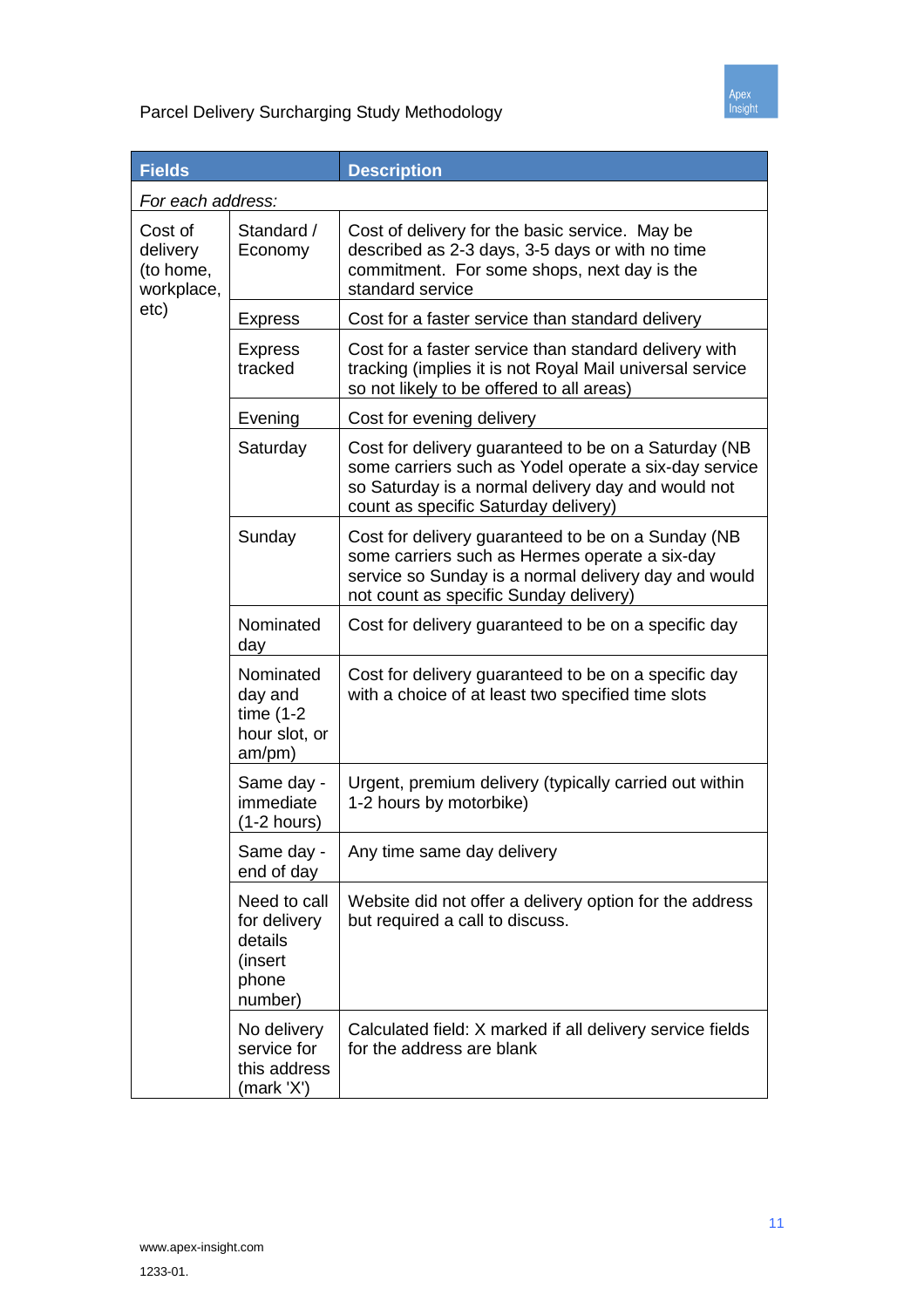| Fields | | Description |
|---|---|---|
| *For each address:* | | |
| Cost of delivery (to home, workplace, etc) | Standard / Economy | Cost of delivery for the basic service. May be described as 2-3 days, 3-5 days or with no time commitment. For some shops, next day is the standard service |
| | Express | Cost for a faster service than standard delivery |
| | Express tracked | Cost for a faster service than standard delivery with tracking (implies it is not Royal Mail universal service so not likely to be offered to all areas) |
| | Evening | Cost for evening delivery |
| | Saturday | Cost for delivery guaranteed to be on a Saturday (NB some carriers such as Yodel operate a six-day service so Saturday is a normal delivery day and would not count as specific Saturday delivery) |
| | Sunday | Cost for delivery guaranteed to be on a Sunday (NB some carriers such as Hermes operate a six-day service so Sunday is a normal delivery day and would not count as specific Sunday delivery) |
| | Nominated day | Cost for delivery guaranteed to be on a specific day |
| | Nominated day and time (1-2 hour slot, or am/pm) | Cost for delivery guaranteed to be on a specific day with a choice of at least two specified time slots |
| | Same day - immediate (1-2 hours) | Urgent, premium delivery (typically carried out within 1-2 hours by motorbike) |
| | Same day - end of day | Any time same day delivery |
| | Need to call for delivery details (insert phone number) | Website did not offer a delivery option for the address but required a call to discuss. |
| | No delivery service for this address (mark 'X') | Calculated field: X marked if all delivery service fields for the address are blank |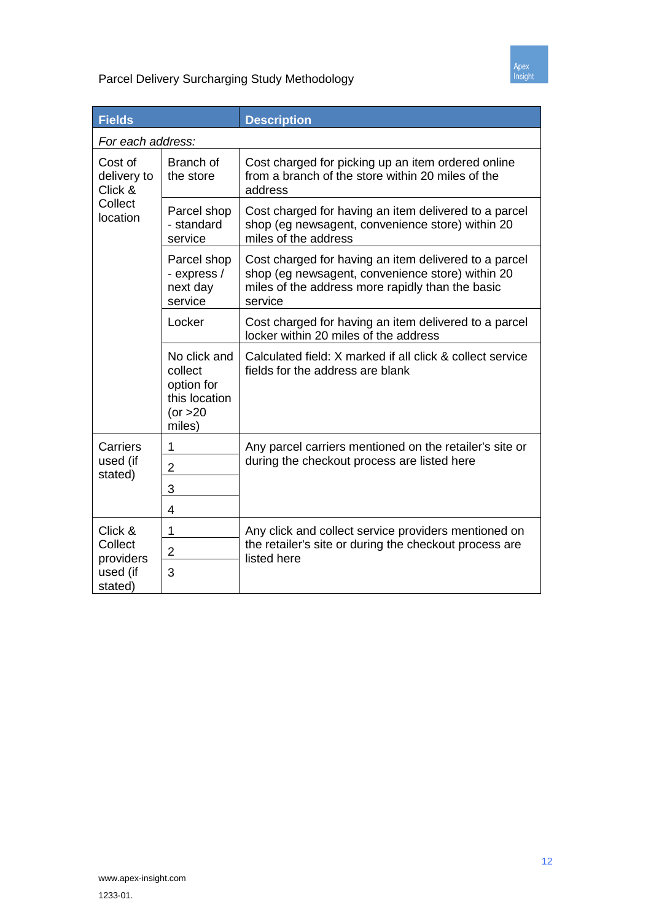| Fields | | Description |
|---|---|---|
| *For each address:* | | |
| Cost of delivery to Click & Collect location | Branch of the store | Cost charged for picking up an item ordered online from a branch of the store within 20 miles of the address |
| | Parcel shop - standard service | Cost charged for having an item delivered to a parcel shop (eg newsagent, convenience store) within 20 miles of the address |
| | Parcel shop - express / next day service | Cost charged for having an item delivered to a parcel shop (eg newsagent, convenience store) within 20 miles of the address more rapidly than the basic service |
| | Locker | Cost charged for having an item delivered to a parcel locker within 20 miles of the address |
| | No click and collect option for this location (or >20 miles) | Calculated field: X marked if all click & collect service fields for the address are blank |
| Carriers used (if stated) | 1 | Any parcel carriers mentioned on the retailer's site or during the checkout process are listed here |
| | 2 | |
| | 3 | |
| | 4 | |
| Click & Collect providers used (if stated) | 1 | Any click and collect service providers mentioned on the retailer's site or during the checkout process are listed here |
| | 2 | |
| | 3 | |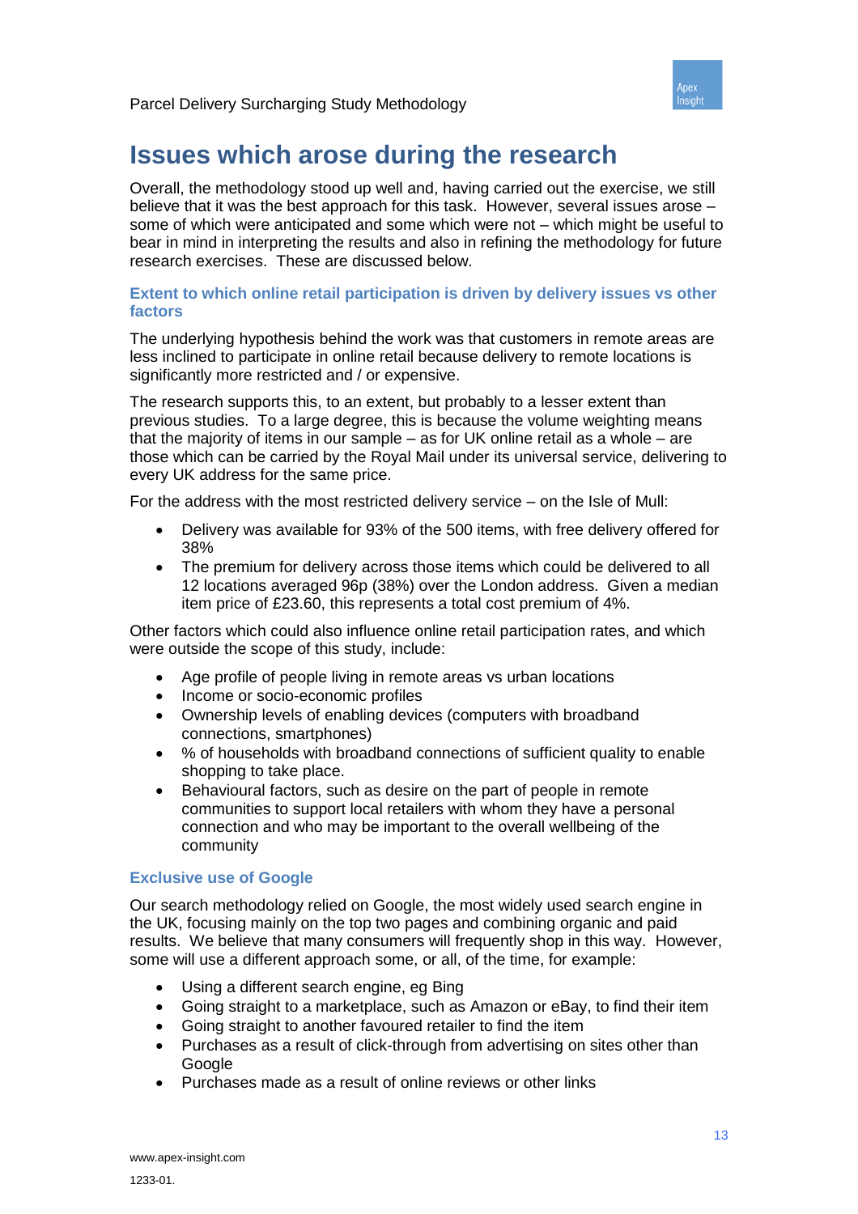# Issues which arose during the research

Overall, the methodology stood up well and, having carried out the exercise, we still believe that it was the best approach for this task. However, several issues arose – some of which were anticipated and some which were not – which might be useful to bear in mind in interpreting the results and also in refining the methodology for future research exercises. These are discussed below.

### Extent to which online retail participation is driven by delivery issues vs other factors

The underlying hypothesis behind the work was that customers in remote areas are less inclined to participate in online retail because delivery to remote locations is significantly more restricted and / or expensive.

The research supports this, to an extent, but probably to a lesser extent than previous studies. To a large degree, this is because the volume weighting means that the majority of items in our sample – as for UK online retail as a whole – are those which can be carried by the Royal Mail under its universal service, delivering to every UK address for the same price.

For the address with the most restricted delivery service – on the Isle of Mull:

- Delivery was available for 93% of the 500 items, with free delivery offered for 38%
- The premium for delivery across those items which could be delivered to all 12 locations averaged 96p (38%) over the London address. Given a median item price of £23.60, this represents a total cost premium of 4%.

Other factors which could also influence online retail participation rates, and which were outside the scope of this study, include:

- Age profile of people living in remote areas vs urban locations
- Income or socio-economic profiles
- Ownership levels of enabling devices (computers with broadband connections, smartphones)
- % of households with broadband connections of sufficient quality to enable shopping to take place.
- Behavioural factors, such as desire on the part of people in remote communities to support local retailers with whom they have a personal connection and who may be important to the overall wellbeing of the community

### Exclusive use of Google

Our search methodology relied on Google, the most widely used search engine in the UK, focusing mainly on the top two pages and combining organic and paid results. We believe that many consumers will frequently shop in this way. However, some will use a different approach some, or all, of the time, for example:

- Using a different search engine, eg Bing
- Going straight to a marketplace, such as Amazon or eBay, to find their item
- Going straight to another favoured retailer to find the item
- Purchases as a result of click-through from advertising on sites other than Google
- Purchases made as a result of online reviews or other links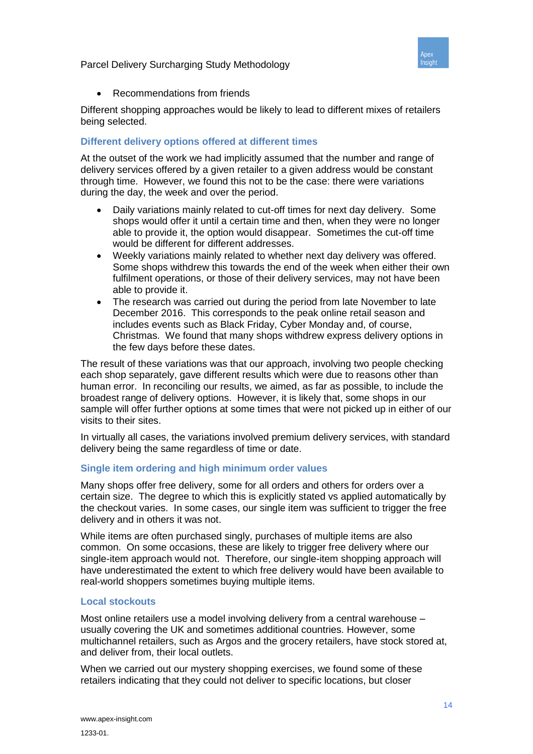- Recommendations from friends

Different shopping approaches would be likely to lead to different mixes of retailers being selected.

### Different delivery options offered at different times

At the outset of the work we had implicitly assumed that the number and range of delivery services offered by a given retailer to a given address would be constant through time. However, we found this not to be the case: there were variations during the day, the week and over the period.

- Daily variations mainly related to cut-off times for next day delivery. Some shops would offer it until a certain time and then, when they were no longer able to provide it, the option would disappear. Sometimes the cut-off time would be different for different addresses.
- Weekly variations mainly related to whether next day delivery was offered. Some shops withdrew this towards the end of the week when either their own fulfilment operations, or those of their delivery services, may not have been able to provide it.
- The research was carried out during the period from late November to late December 2016. This corresponds to the peak online retail season and includes events such as Black Friday, Cyber Monday and, of course, Christmas. We found that many shops withdrew express delivery options in the few days before these dates.

The result of these variations was that our approach, involving two people checking each shop separately, gave different results which were due to reasons other than human error. In reconciling our results, we aimed, as far as possible, to include the broadest range of delivery options. However, it is likely that, some shops in our sample will offer further options at some times that were not picked up in either of our visits to their sites.

In virtually all cases, the variations involved premium delivery services, with standard delivery being the same regardless of time or date.

### Single item ordering and high minimum order values

Many shops offer free delivery, some for all orders and others for orders over a certain size. The degree to which this is explicitly stated vs applied automatically by the checkout varies. In some cases, our single item was sufficient to trigger the free delivery and in others it was not.

While items are often purchased singly, purchases of multiple items are also common. On some occasions, these are likely to trigger free delivery where our single-item approach would not. Therefore, our single-item shopping approach will have underestimated the extent to which free delivery would have been available to real-world shoppers sometimes buying multiple items.

### Local stockouts

Most online retailers use a model involving delivery from a central warehouse – usually covering the UK and sometimes additional countries. However, some multichannel retailers, such as Argos and the grocery retailers, have stock stored at, and deliver from, their local outlets.

When we carried out our mystery shopping exercises, we found some of these retailers indicating that they could not deliver to specific locations, but closer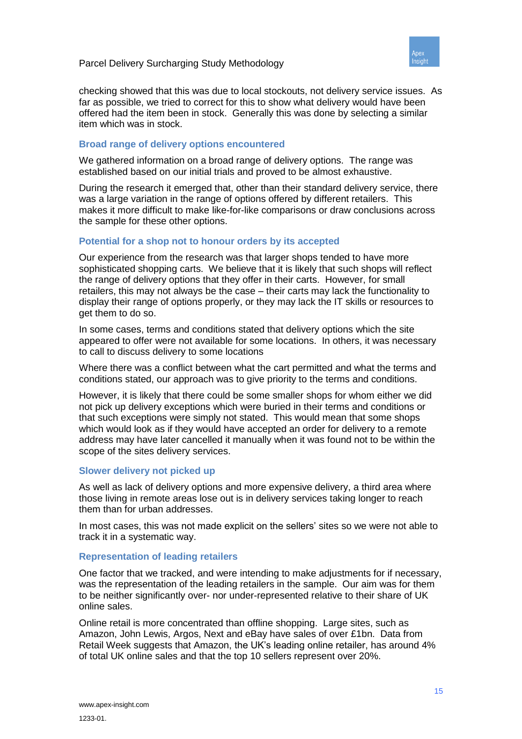checking showed that this was due to local stockouts, not delivery service issues. As far as possible, we tried to correct for this to show what delivery would have been offered had the item been in stock. Generally this was done by selecting a similar item which was in stock.

### Broad range of delivery options encountered

We gathered information on a broad range of delivery options. The range was established based on our initial trials and proved to be almost exhaustive.

During the research it emerged that, other than their standard delivery service, there was a large variation in the range of options offered by different retailers. This makes it more difficult to make like-for-like comparisons or draw conclusions across the sample for these other options.

### Potential for a shop not to honour orders by its accepted

Our experience from the research was that larger shops tended to have more sophisticated shopping carts. We believe that it is likely that such shops will reflect the range of delivery options that they offer in their carts. However, for small retailers, this may not always be the case – their carts may lack the functionality to display their range of options properly, or they may lack the IT skills or resources to get them to do so.

In some cases, terms and conditions stated that delivery options which the site appeared to offer were not available for some locations. In others, it was necessary to call to discuss delivery to some locations

Where there was a conflict between what the cart permitted and what the terms and conditions stated, our approach was to give priority to the terms and conditions.

However, it is likely that there could be some smaller shops for whom either we did not pick up delivery exceptions which were buried in their terms and conditions or that such exceptions were simply not stated. This would mean that some shops which would look as if they would have accepted an order for delivery to a remote address may have later cancelled it manually when it was found not to be within the scope of the sites delivery services.

### Slower delivery not picked up

As well as lack of delivery options and more expensive delivery, a third area where those living in remote areas lose out is in delivery services taking longer to reach them than for urban addresses.

In most cases, this was not made explicit on the sellers' sites so we were not able to track it in a systematic way.

### Representation of leading retailers

One factor that we tracked, and were intending to make adjustments for if necessary, was the representation of the leading retailers in the sample. Our aim was for them to be neither significantly over- nor under-represented relative to their share of UK online sales.

Online retail is more concentrated than offline shopping. Large sites, such as Amazon, John Lewis, Argos, Next and eBay have sales of over £1bn. Data from Retail Week suggests that Amazon, the UK's leading online retailer, has around 4% of total UK online sales and that the top 10 sellers represent over 20%.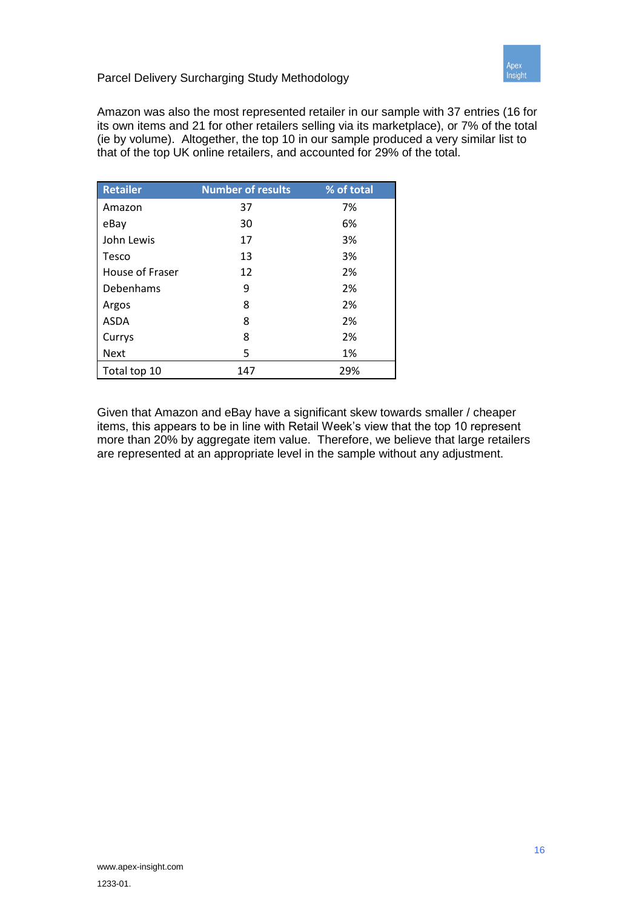Amazon was also the most represented retailer in our sample with 37 entries (16 for its own items and 21 for other retailers selling via its marketplace), or 7% of the total (ie by volume). Altogether, the top 10 in our sample produced a very similar list to that of the top UK online retailers, and accounted for 29% of the total.

| Retailer | Number of results | % of total |
|---|---|---|
| Amazon | 37 | 7% |
| eBay | 30 | 6% |
| John Lewis | 17 | 3% |
| Tesco | 13 | 3% |
| House of Fraser | 12 | 2% |
| Debenhams | 9 | 2% |
| Argos | 8 | 2% |
| ASDA | 8 | 2% |
| Currys | 8 | 2% |
| Next | 5 | 1% |
| Total top 10 | 147 | 29% |

Given that Amazon and eBay have a significant skew towards smaller / cheaper items, this appears to be in line with Retail Week's view that the top 10 represent more than 20% by aggregate item value. Therefore, we believe that large retailers are represented at an appropriate level in the sample without any adjustment.